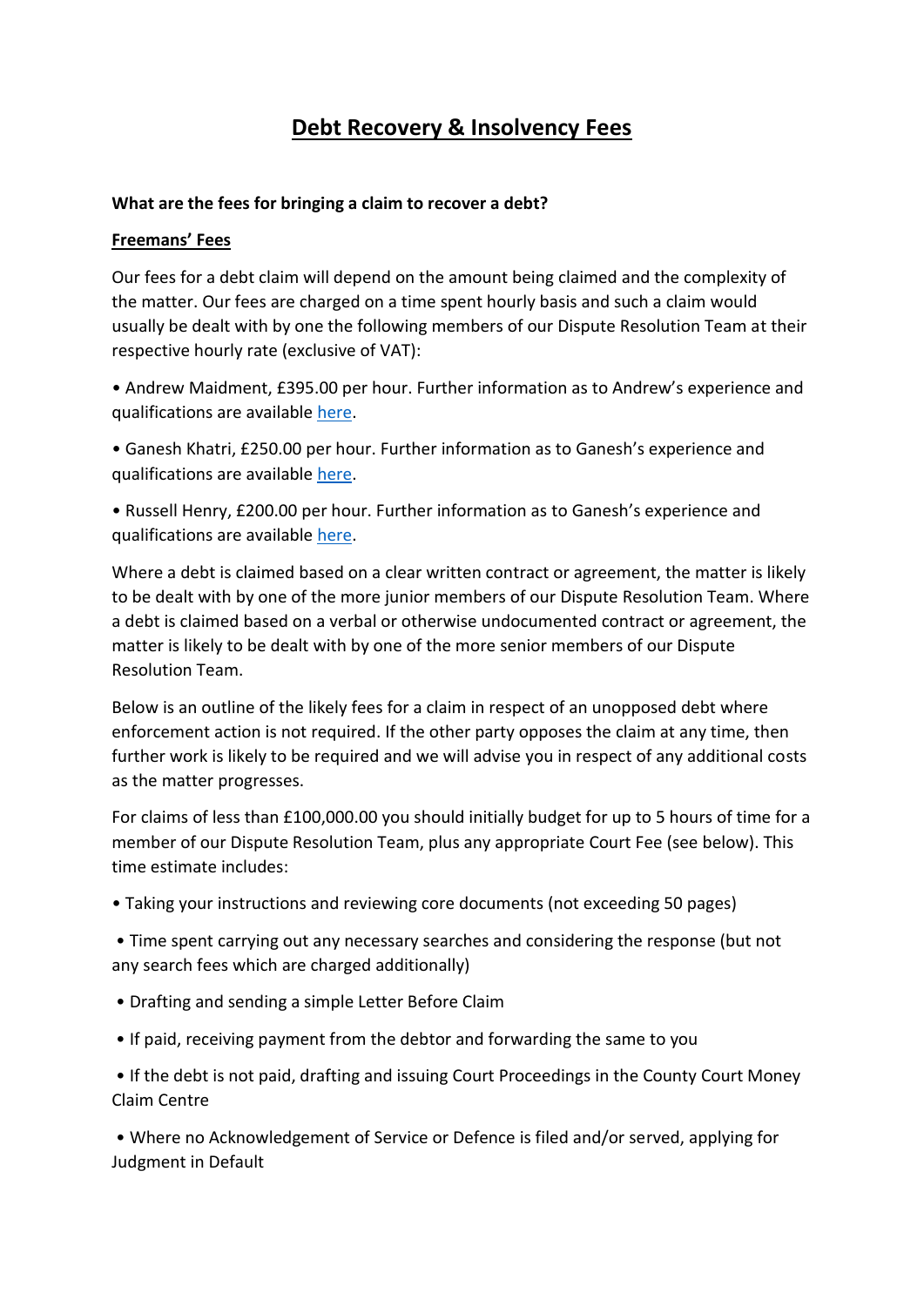# Debt Recovery & Insolvency Fees

**What are the fees for bringing a claim to recover a debt?**

**Freemans' Fees**

Our fees for a debt claim will depend on the amount being claimed and the complexity of the matter. Our fees are charged on a time spent hourly basis and such a claim would usually be dealt with by one the following members of our Dispute Resolution Team at their respective hourly rate (exclusive of VAT):

- Andrew Maidment, £395.00 per hour. Further information as to Andrew's experience and qualifications are available here.
- Ganesh Khatri, £250.00 per hour. Further information as to Ganesh's experience and qualifications are available here.
- Russell Henry, £200.00 per hour. Further information as to Ganesh's experience and qualifications are available here.

Where a debt is claimed based on a clear written contract or agreement, the matter is likely to be dealt with by one of the more junior members of our Dispute Resolution Team. Where a debt is claimed based on a verbal or otherwise undocumented contract or agreement, the matter is likely to be dealt with by one of the more senior members of our Dispute Resolution Team.

Below is an outline of the likely fees for a claim in respect of an unopposed debt where enforcement action is not required. If the other party opposes the claim at any time, then further work is likely to be required and we will advise you in respect of any additional costs as the matter progresses.

For claims of less than £100,000.00 you should initially budget for up to 5 hours of time for a member of our Dispute Resolution Team, plus any appropriate Court Fee (see below). This time estimate includes:

- Taking your instructions and reviewing core documents (not exceeding 50 pages)
- Time spent carrying out any necessary searches and considering the response (but not any search fees which are charged additionally)
- Drafting and sending a simple Letter Before Claim
- If paid, receiving payment from the debtor and forwarding the same to you
- If the debt is not paid, drafting and issuing Court Proceedings in the County Court Money Claim Centre
- Where no Acknowledgement of Service or Defence is filed and/or served, applying for Judgment in Default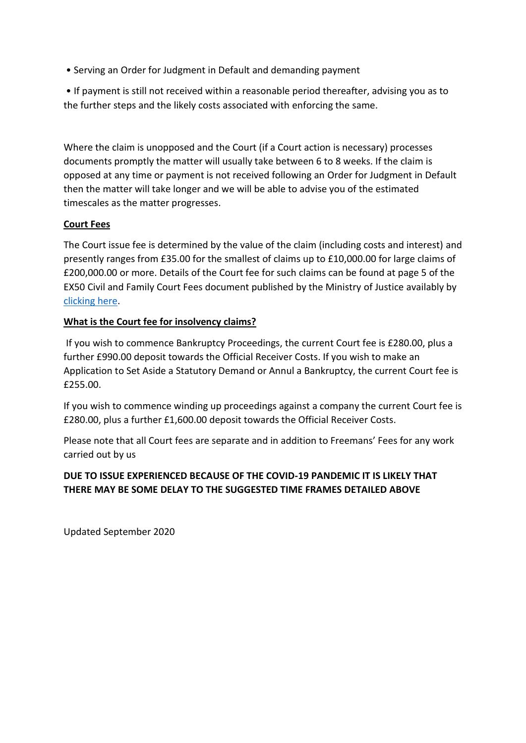- Serving an Order for Judgment in Default and demanding payment
- If payment is still not received within a reasonable period thereafter, advising you as to the further steps and the likely costs associated with enforcing the same.

Where the claim is unopposed and the Court (if a Court action is necessary) processes documents promptly the matter will usually take between 6 to 8 weeks. If the claim is opposed at any time or payment is not received following an Order for Judgment in Default then the matter will take longer and we will be able to advise you of the estimated timescales as the matter progresses.

**Court Fees**

The Court issue fee is determined by the value of the claim (including costs and interest) and presently ranges from £35.00 for the smallest of claims up to £10,000.00 for large claims of £200,000.00 or more. Details of the Court fee for such claims can be found at page 5 of the EX50 Civil and Family Court Fees document published by the Ministry of Justice availably by clicking here.

**What is the Court fee for insolvency claims?**

If you wish to commence Bankruptcy Proceedings, the current Court fee is £280.00, plus a further £990.00 deposit towards the Official Receiver Costs. If you wish to make an Application to Set Aside a Statutory Demand or Annul a Bankruptcy, the current Court fee is £255.00.

If you wish to commence winding up proceedings against a company the current Court fee is £280.00, plus a further £1,600.00 deposit towards the Official Receiver Costs.

Please note that all Court fees are separate and in addition to Freemans' Fees for any work carried out by us

**DUE TO ISSUE EXPERIENCED BECAUSE OF THE COVID-19 PANDEMIC IT IS LIKELY THAT THERE MAY BE SOME DELAY TO THE SUGGESTED TIME FRAMES DETAILED ABOVE**

Updated September 2020